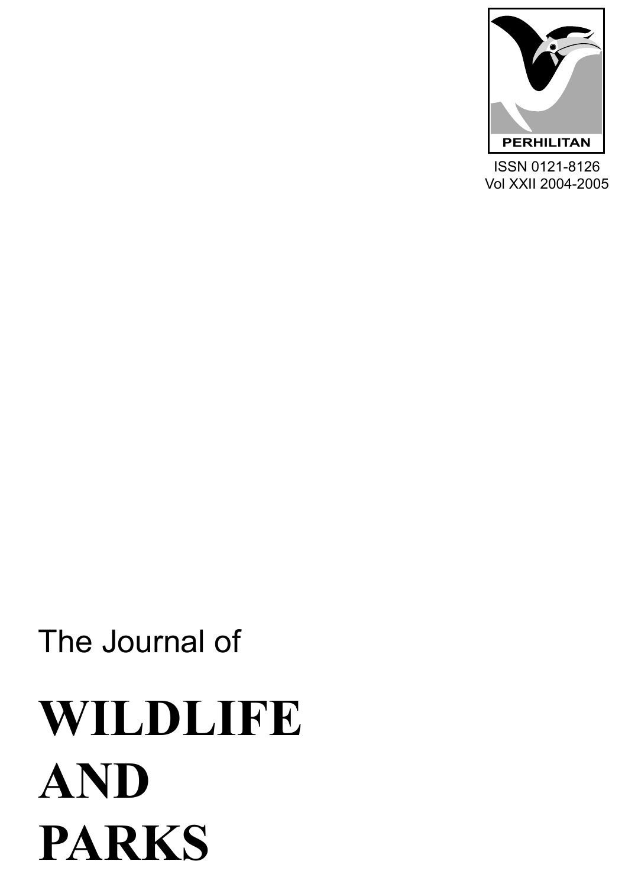PERHILITAN

ISSN 0121-8126
Vol XXII 2004-2005

The Journal of

# WILDLIFE AND PARKS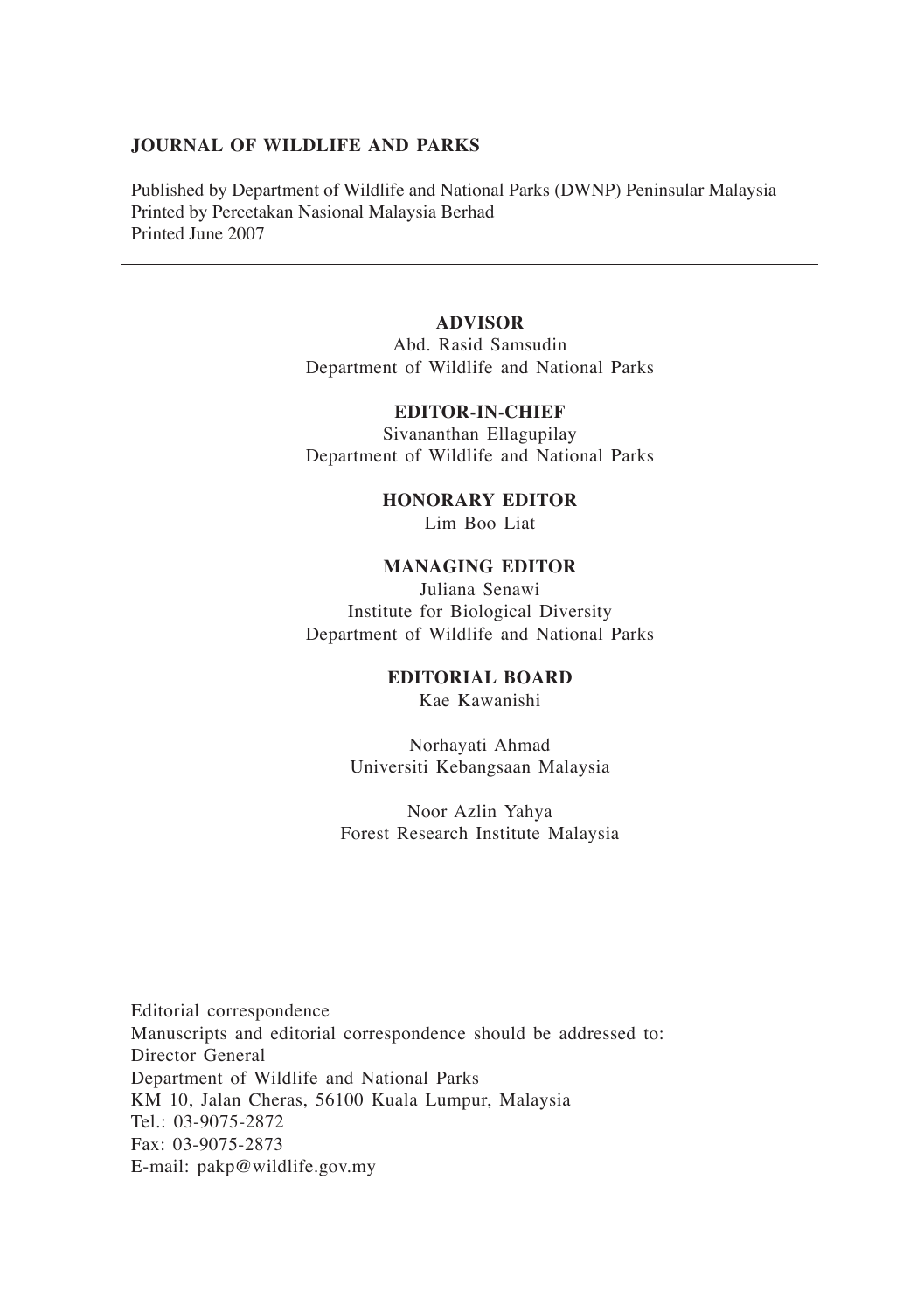**JOURNAL OF WILDLIFE AND PARKS**

Published by Department of Wildlife and National Parks (DWNP) Peninsular Malaysia
Printed by Percetakan Nasional Malaysia Berhad
Printed June 2007

---

**ADVISOR**
Abd. Rasid Samsudin
Department of Wildlife and National Parks

**EDITOR-IN-CHIEF**
Sivananthan Ellagupilay
Department of Wildlife and National Parks

**HONORARY EDITOR**
Lim Boo Liat

**MANAGING EDITOR**
Juliana Senawi
Institute for Biological Diversity
Department of Wildlife and National Parks

**EDITORIAL BOARD**
Kae Kawanishi

Norhayati Ahmad
Universiti Kebangsaan Malaysia

Noor Azlin Yahya
Forest Research Institute Malaysia

---

Editorial correspondence
Manuscripts and editorial correspondence should be addressed to:
Director General
Department of Wildlife and National Parks
KM 10, Jalan Cheras, 56100 Kuala Lumpur, Malaysia
Tel.: 03-9075-2872
Fax: 03-9075-2873
E-mail: pakp@wildlife.gov.my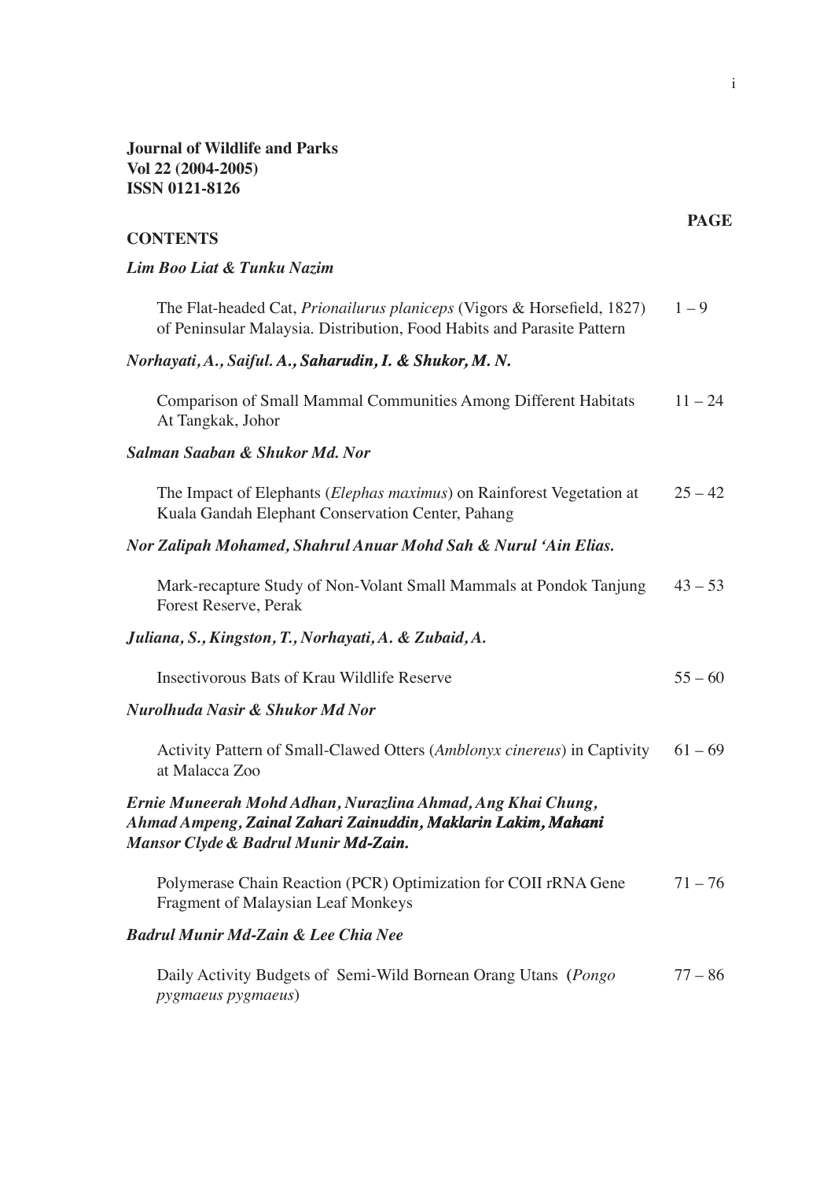**Journal of Wildlife and Parks**
**Vol 22 (2004-2005)**
**ISSN 0121-8126**

**CONTENTS** | | **PAGE**
---|---
***Lim Boo Liat & Tunku Nazim*** | 
The Flat-headed Cat, *Prionailurus planiceps* (Vigors & Horsefield, 1827) of Peninsular Malaysia. Distribution, Food Habits and Parasite Pattern | 1 – 9
***Norhayati, A., Saiful. A., Saharudin, I. & Shukor, M. N.*** | 
Comparison of Small Mammal Communities Among Different Habitats At Tangkak, Johor | 11 – 24
***Salman Saaban & Shukor Md. Nor*** | 
The Impact of Elephants (*Elephas maximus*) on Rainforest Vegetation at Kuala Gandah Elephant Conservation Center, Pahang | 25 – 42
***Nor Zalipah Mohamed, Shahrul Anuar Mohd Sah & Nurul 'Ain Elias.*** | 
Mark-recapture Study of Non-Volant Small Mammals at Pondok Tanjung Forest Reserve, Perak | 43 – 53
***Juliana, S., Kingston, T., Norhayati, A. & Zubaid, A.*** | 
Insectivorous Bats of Krau Wildlife Reserve | 55 – 60
***Nurolhuda Nasir & Shukor Md Nor*** | 
Activity Pattern of Small-Clawed Otters (*Amblonyx cinereus*) in Captivity at Malacca Zoo | 61 – 69
***Ernie Muneerah Mohd Adhan, Nurazlina Ahmad, Ang Khai Chung, Ahmad Ampeng, Zainal Zahari Zainuddin, Maklarin Lakim, Mahani Mansor Clyde & Badrul Munir Md-Zain.*** | 
Polymerase Chain Reaction (PCR) Optimization for COII rRNA Gene Fragment of Malaysian Leaf Monkeys | 71 – 76
***Badrul Munir Md-Zain & Lee Chia Nee*** | 
Daily Activity Budgets of Semi-Wild Bornean Orang Utans (*Pongo pygmaeus pygmaeus*) | 77 – 86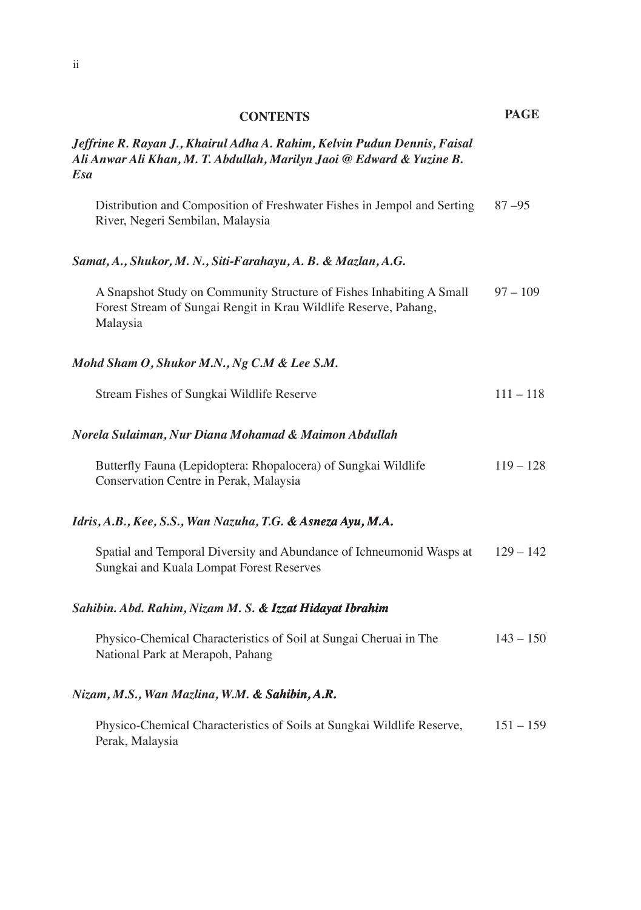| CONTENTS | PAGE |
|---|---|
| ***Jeffrine R. Rayan J., Khairul Adha A. Rahim, Kelvin Pudun Dennis, Faisal Ali Anwar Ali Khan, M. T. Abdullah, Marilyn Jaoi @ Edward & Yuzine B. Esa*** | |
| Distribution and Composition of Freshwater Fishes in Jempol and Serting River, Negeri Sembilan, Malaysia | 87 –95 |
| ***Samat, A., Shukor, M. N., Siti-Farahayu, A. B. & Mazlan, A.G.*** | |
| A Snapshot Study on Community Structure of Fishes Inhabiting A Small Forest Stream of Sungai Rengit in Krau Wildlife Reserve, Pahang, Malaysia | 97 – 109 |
| ***Mohd Sham O, Shukor M.N., Ng C.M & Lee S.M.*** | |
| Stream Fishes of Sungkai Wildlife Reserve | 111 – 118 |
| ***Norela Sulaiman, Nur Diana Mohamad & Maimon Abdullah*** | |
| Butterfly Fauna (Lepidoptera: Rhopalocera) of Sungkai Wildlife Conservation Centre in Perak, Malaysia | 119 – 128 |
| ***Idris, A.B., Kee, S.S., Wan Nazuha, T.G. & Asneza Ayu, M.A.*** | |
| Spatial and Temporal Diversity and Abundance of Ichneumonid Wasps at Sungkai and Kuala Lompat Forest Reserves | 129 – 142 |
| ***Sahibin. Abd. Rahim, Nizam M. S. & Izzat Hidayat Ibrahim*** | |
| Physico-Chemical Characteristics of Soil at Sungai Cheruai in The National Park at Merapoh, Pahang | 143 – 150 |
| ***Nizam, M.S., Wan Mazlina, W.M. & Sahibin, A.R.*** | |
| Physico-Chemical Characteristics of Soils at Sungkai Wildlife Reserve, Perak, Malaysia | 151 – 159 |